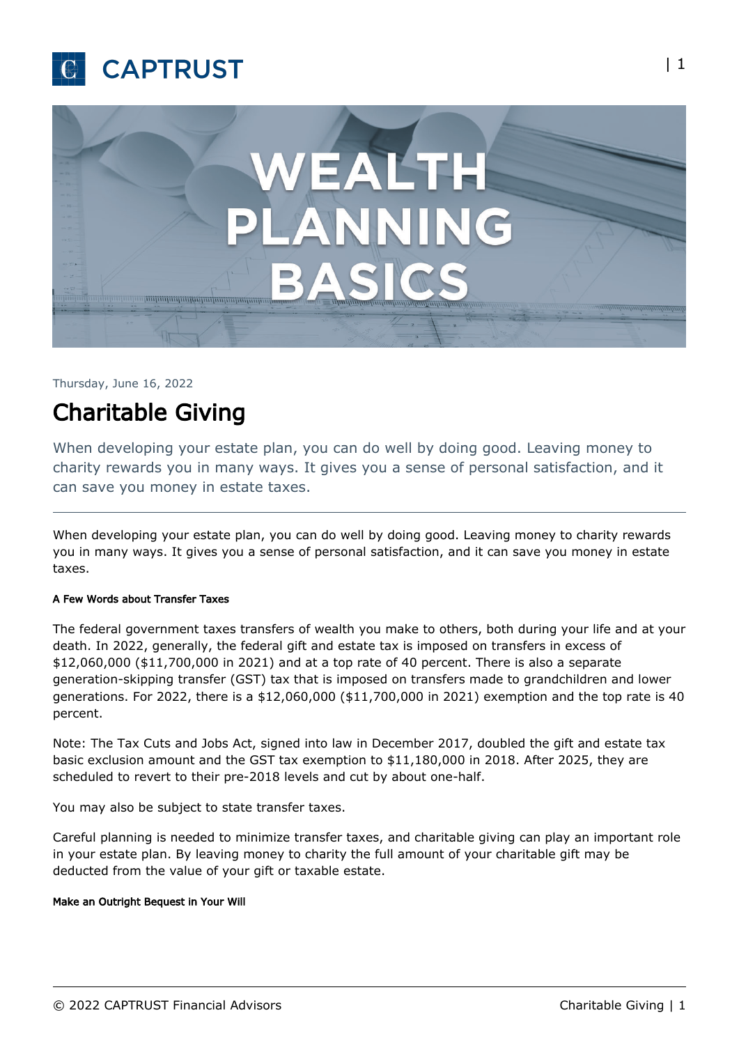# WEALTH PLANNING BASICS

Thursday, June 16, 2022

## Charitable Giving

When developing your estate plan, you can do well by doing good. Leaving money to charity rewards you in many ways. It gives you a sense of personal satisfaction, and it can save you money in estate taxes.

---

When developing your estate plan, you can do well by doing good. Leaving money to charity rewards you in many ways. It gives you a sense of personal satisfaction, and it can save you money in estate taxes.

#### A Few Words about Transfer Taxes

The federal government taxes transfers of wealth you make to others, both during your life and at your death. In 2022, generally, the federal gift and estate tax is imposed on transfers in excess of $12,060,000 ($11,700,000 in 2021) and at a top rate of 40 percent. There is also a separate generation-skipping transfer (GST) tax that is imposed on transfers made to grandchildren and lower generations. For 2022, there is a $12,060,000 ($11,700,000 in 2021) exemption and the top rate is 40 percent.

Note: The Tax Cuts and Jobs Act, signed into law in December 2017, doubled the gift and estate tax basic exclusion amount and the GST tax exemption to $11,180,000 in 2018. After 2025, they are scheduled to revert to their pre-2018 levels and cut by about one-half.

You may also be subject to state transfer taxes.

Careful planning is needed to minimize transfer taxes, and charitable giving can play an important role in your estate plan. By leaving money to charity the full amount of your charitable gift may be deducted from the value of your gift or taxable estate.

#### Make an Outright Bequest in Your Will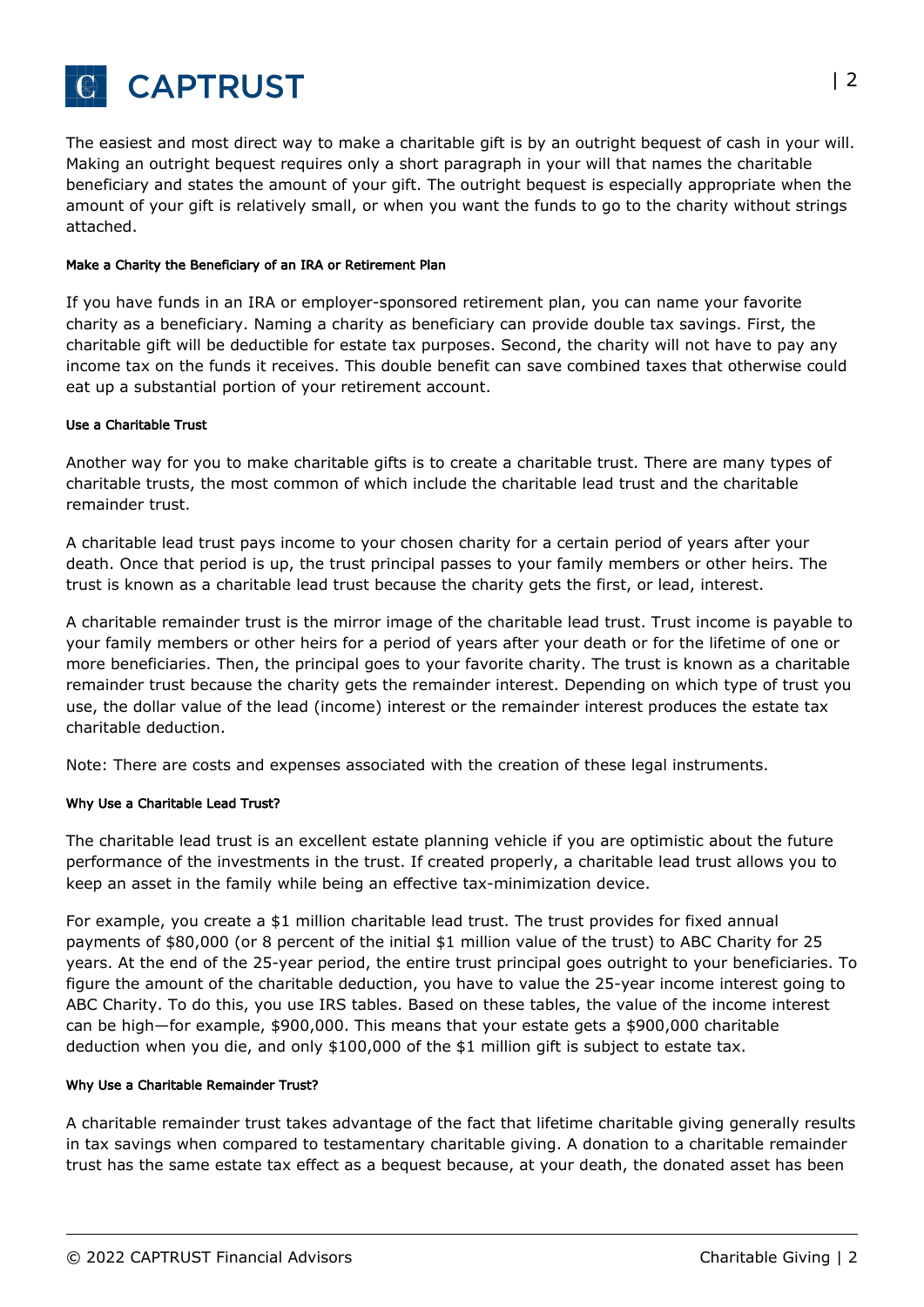The easiest and most direct way to make a charitable gift is by an outright bequest of cash in your will. Making an outright bequest requires only a short paragraph in your will that names the charitable beneficiary and states the amount of your gift. The outright bequest is especially appropriate when the amount of your gift is relatively small, or when you want the funds to go to the charity without strings attached.

#### Make a Charity the Beneficiary of an IRA or Retirement Plan

If you have funds in an IRA or employer-sponsored retirement plan, you can name your favorite charity as a beneficiary. Naming a charity as beneficiary can provide double tax savings. First, the charitable gift will be deductible for estate tax purposes. Second, the charity will not have to pay any income tax on the funds it receives. This double benefit can save combined taxes that otherwise could eat up a substantial portion of your retirement account.

#### Use a Charitable Trust

Another way for you to make charitable gifts is to create a charitable trust. There are many types of charitable trusts, the most common of which include the charitable lead trust and the charitable remainder trust.

A charitable lead trust pays income to your chosen charity for a certain period of years after your death. Once that period is up, the trust principal passes to your family members or other heirs. The trust is known as a charitable lead trust because the charity gets the first, or lead, interest.

A charitable remainder trust is the mirror image of the charitable lead trust. Trust income is payable to your family members or other heirs for a period of years after your death or for the lifetime of one or more beneficiaries. Then, the principal goes to your favorite charity. The trust is known as a charitable remainder trust because the charity gets the remainder interest. Depending on which type of trust you use, the dollar value of the lead (income) interest or the remainder interest produces the estate tax charitable deduction.

Note: There are costs and expenses associated with the creation of these legal instruments.

#### Why Use a Charitable Lead Trust?

The charitable lead trust is an excellent estate planning vehicle if you are optimistic about the future performance of the investments in the trust. If created properly, a charitable lead trust allows you to keep an asset in the family while being an effective tax-minimization device.

For example, you create a $1 million charitable lead trust. The trust provides for fixed annual payments of $80,000 (or 8 percent of the initial $1 million value of the trust) to ABC Charity for 25 years. At the end of the 25-year period, the entire trust principal goes outright to your beneficiaries. To figure the amount of the charitable deduction, you have to value the 25-year income interest going to ABC Charity. To do this, you use IRS tables. Based on these tables, the value of the income interest can be high—for example, $900,000. This means that your estate gets a $900,000 charitable deduction when you die, and only $100,000 of the $1 million gift is subject to estate tax.

#### Why Use a Charitable Remainder Trust?

A charitable remainder trust takes advantage of the fact that lifetime charitable giving generally results in tax savings when compared to testamentary charitable giving. A donation to a charitable remainder trust has the same estate tax effect as a bequest because, at your death, the donated asset has been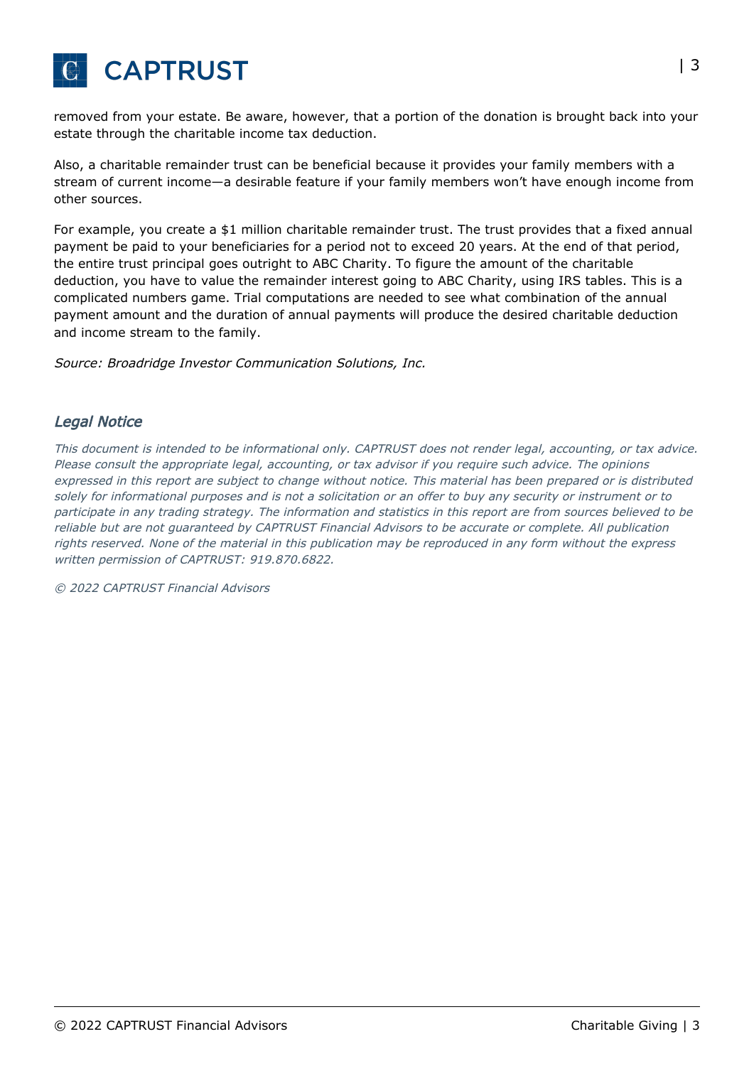removed from your estate. Be aware, however, that a portion of the donation is brought back into your estate through the charitable income tax deduction.

Also, a charitable remainder trust can be beneficial because it provides your family members with a stream of current income—a desirable feature if your family members won't have enough income from other sources.

For example, you create a $1 million charitable remainder trust. The trust provides that a fixed annual payment be paid to your beneficiaries for a period not to exceed 20 years. At the end of that period, the entire trust principal goes outright to ABC Charity. To figure the amount of the charitable deduction, you have to value the remainder interest going to ABC Charity, using IRS tables. This is a complicated numbers game. Trial computations are needed to see what combination of the annual payment amount and the duration of annual payments will produce the desired charitable deduction and income stream to the family.

*Source: Broadridge Investor Communication Solutions, Inc.*

## *Legal Notice*

*This document is intended to be informational only. CAPTRUST does not render legal, accounting, or tax advice. Please consult the appropriate legal, accounting, or tax advisor if you require such advice. The opinions expressed in this report are subject to change without notice. This material has been prepared or is distributed solely for informational purposes and is not a solicitation or an offer to buy any security or instrument or to participate in any trading strategy. The information and statistics in this report are from sources believed to be reliable but are not guaranteed by CAPTRUST Financial Advisors to be accurate or complete. All publication rights reserved. None of the material in this publication may be reproduced in any form without the express written permission of CAPTRUST: 919.870.6822.*

*© 2022 CAPTRUST Financial Advisors*